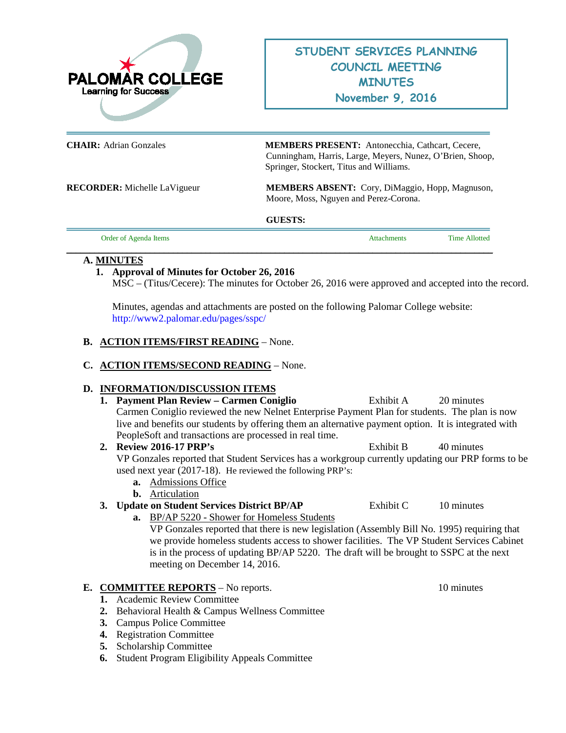PALOMAR COLLEGE
Learning for Success

# STUDENT SERVICES PLANNING COUNCIL MEETING MINUTES
## November 9, 2016

**CHAIR:** Adrian Gonzales

**MEMBERS PRESENT:** Antonecchia, Cathcart, Cecere, Cunningham, Harris, Large, Meyers, Nunez, O'Brien, Shoop, Springer, Stockert, Titus and Williams.

**RECORDER:** Michelle LaVigueur

**MEMBERS ABSENT:** Cory, DiMaggio, Hopp, Magnuson, Moore, Moss, Nguyen and Perez-Corona.

**GUESTS:**

| Order of Agenda Items | Attachments | Time Allotted |
|---|---|---|

**A. MINUTES**

1. **Approval of Minutes for October 26, 2016**
   MSC – (Titus/Cecere): The minutes for October 26, 2016 were approved and accepted into the record.

   Minutes, agendas and attachments are posted on the following Palomar College website: http://www2.palomar.edu/pages/sspc/

**B. ACTION ITEMS/FIRST READING** – None.

**C. ACTION ITEMS/SECOND READING** – None.

**D. INFORMATION/DISCUSSION ITEMS**

1. **Payment Plan Review – Carmen Coniglio** — Exhibit A — 20 minutes
   Carmen Coniglio reviewed the new Nelnet Enterprise Payment Plan for students. The plan is now live and benefits our students by offering them an alternative payment option. It is integrated with PeopleSoft and transactions are processed in real time.

2. **Review 2016-17 PRP's** — Exhibit B — 40 minutes
   VP Gonzales reported that Student Services has a workgroup currently updating our PRP forms to be used next year (2017-18). He reviewed the following PRP's:
   - **a.** Admissions Office
   - **b.** Articulation

3. **Update on Student Services District BP/AP** — Exhibit C — 10 minutes
   - **a.** BP/AP 5220 - Shower for Homeless Students
     VP Gonzales reported that there is new legislation (Assembly Bill No. 1995) requiring that we provide homeless students access to shower facilities. The VP Student Services Cabinet is in the process of updating BP/AP 5220. The draft will be brought to SSPC at the next meeting on December 14, 2016.

**E. COMMITTEE REPORTS** – No reports. — 10 minutes

1. Academic Review Committee
2. Behavioral Health & Campus Wellness Committee
3. Campus Police Committee
4. Registration Committee
5. Scholarship Committee
6. Student Program Eligibility Appeals Committee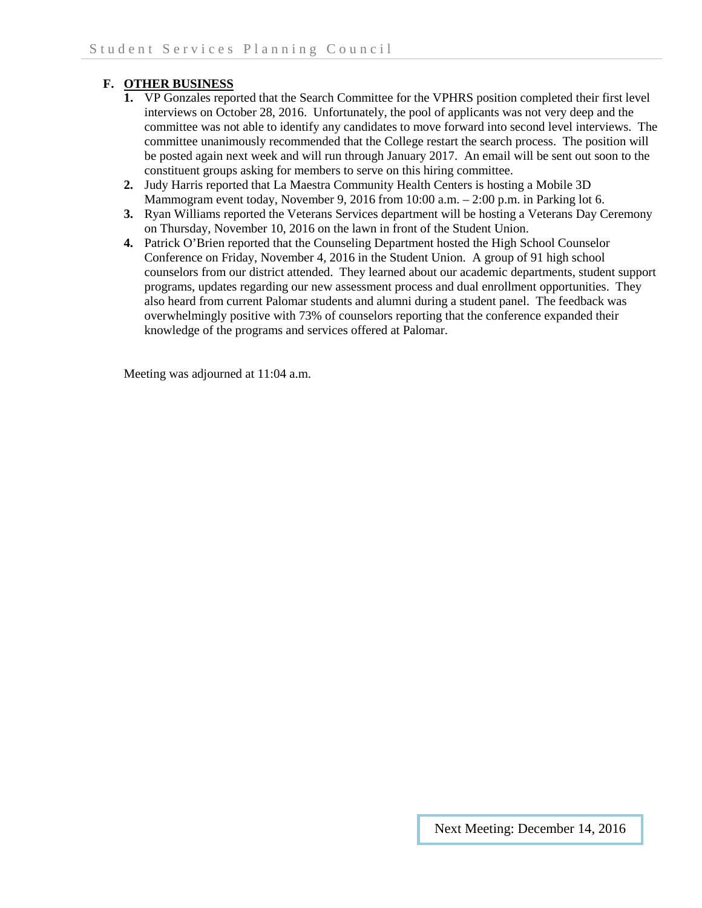## F. OTHER BUSINESS

1. VP Gonzales reported that the Search Committee for the VPHRS position completed their first level interviews on October 28, 2016. Unfortunately, the pool of applicants was not very deep and the committee was not able to identify any candidates to move forward into second level interviews. The committee unanimously recommended that the College restart the search process. The position will be posted again next week and will run through January 2017. An email will be sent out soon to the constituent groups asking for members to serve on this hiring committee.
2. Judy Harris reported that La Maestra Community Health Centers is hosting a Mobile 3D Mammogram event today, November 9, 2016 from 10:00 a.m. – 2:00 p.m. in Parking lot 6.
3. Ryan Williams reported the Veterans Services department will be hosting a Veterans Day Ceremony on Thursday, November 10, 2016 on the lawn in front of the Student Union.
4. Patrick O'Brien reported that the Counseling Department hosted the High School Counselor Conference on Friday, November 4, 2016 in the Student Union. A group of 91 high school counselors from our district attended. They learned about our academic departments, student support programs, updates regarding our new assessment process and dual enrollment opportunities. They also heard from current Palomar students and alumni during a student panel. The feedback was overwhelmingly positive with 73% of counselors reporting that the conference expanded their knowledge of the programs and services offered at Palomar.

Meeting was adjourned at 11:04 a.m.

Next Meeting: December 14, 2016